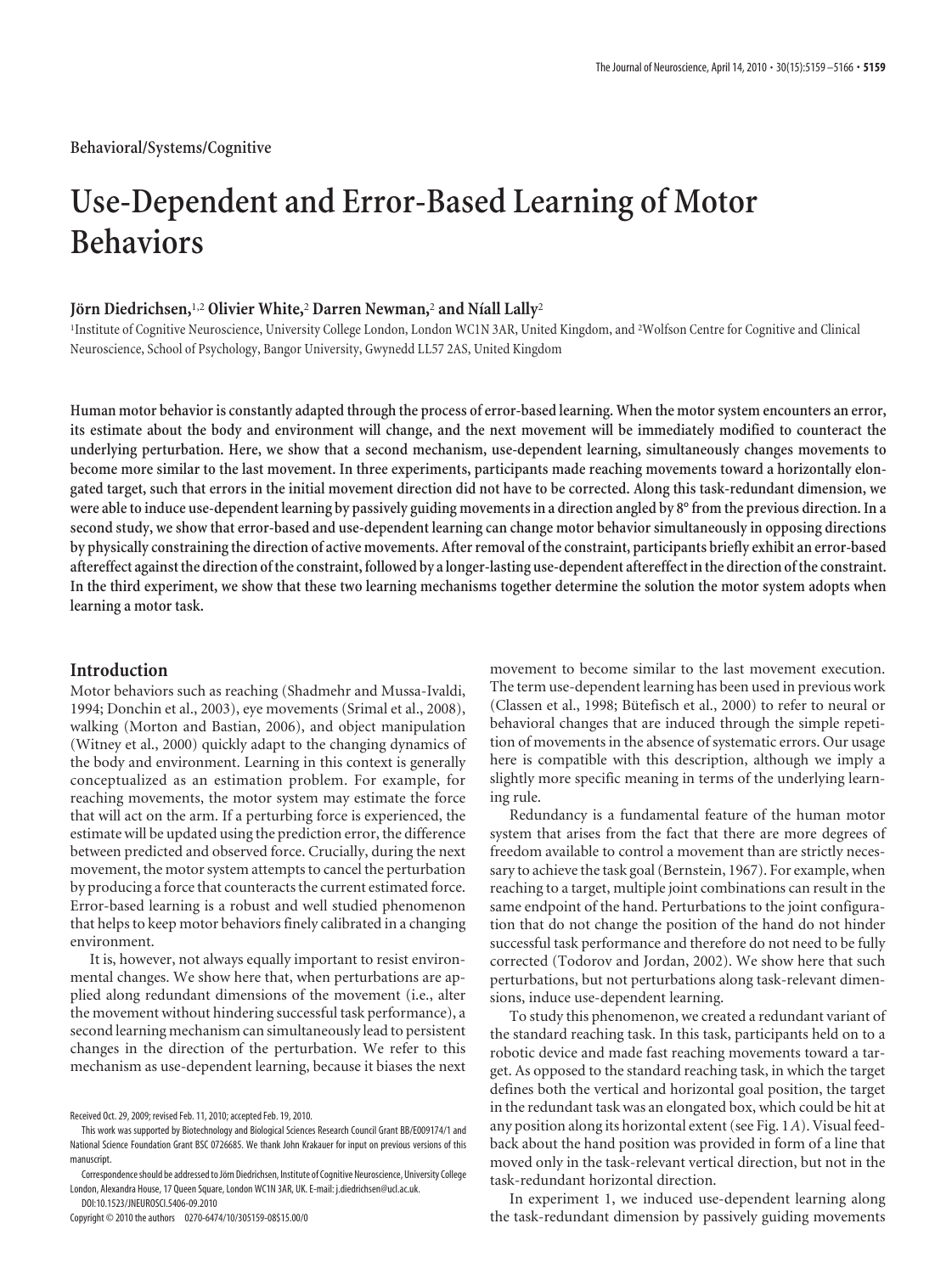Behavioral/Systems/Cognitive

# Use-Dependent and Error-Based Learning of Motor Behaviors

**Jörn Diedrichsen,[1,2] Olivier White,[2] Darren Newman,[2] and Níall Lally[2]**

[1]Institute of Cognitive Neuroscience, University College London, London WC1N 3AR, United Kingdom, and [2]Wolfson Centre for Cognitive and Clinical Neuroscience, School of Psychology, Bangor University, Gwynedd LL57 2AS, United Kingdom

**Human motor behavior is constantly adapted through the process of error-based learning. When the motor system encounters an error, its estimate about the body and environment will change, and the next movement will be immediately modified to counteract the underlying perturbation. Here, we show that a second mechanism, use-dependent learning, simultaneously changes movements to become more similar to the last movement. In three experiments, participants made reaching movements toward a horizontally elongated target, such that errors in the initial movement direction did not have to be corrected. Along this task-redundant dimension, we were able to induce use-dependent learning by passively guiding movements in a direction angled by 8° from the previous direction. In a second study, we show that error-based and use-dependent learning can change motor behavior simultaneously in opposing directions by physically constraining the direction of active movements. After removal of the constraint, participants briefly exhibit an error-based aftereffect against the direction of the constraint, followed by a longer-lasting use-dependent aftereffect in the direction of the constraint. In the third experiment, we show that these two learning mechanisms together determine the solution the motor system adopts when learning a motor task.**

## Introduction

Motor behaviors such as reaching (Shadmehr and Mussa-Ivaldi, 1994; Donchin et al., 2003), eye movements (Srimal et al., 2008), walking (Morton and Bastian, 2006), and object manipulation (Witney et al., 2000) quickly adapt to the changing dynamics of the body and environment. Learning in this context is generally conceptualized as an estimation problem. For example, for reaching movements, the motor system may estimate the force that will act on the arm. If a perturbing force is experienced, the estimate will be updated using the prediction error, the difference between predicted and observed force. Crucially, during the next movement, the motor system attempts to cancel the perturbation by producing a force that counteracts the current estimated force. Error-based learning is a robust and well studied phenomenon that helps to keep motor behaviors finely calibrated in a changing environment.

It is, however, not always equally important to resist environmental changes. We show here that, when perturbations are applied along redundant dimensions of the movement (i.e., alter the movement without hindering successful task performance), a second learning mechanism can simultaneously lead to persistent changes in the direction of the perturbation. We refer to this mechanism as use-dependent learning, because it biases the next movement to become similar to the last movement execution. The term use-dependent learning has been used in previous work (Classen et al., 1998; Bütefisch et al., 2000) to refer to neural or behavioral changes that are induced through the simple repetition of movements in the absence of systematic errors. Our usage here is compatible with this description, although we imply a slightly more specific meaning in terms of the underlying learning rule.

Redundancy is a fundamental feature of the human motor system that arises from the fact that there are more degrees of freedom available to control a movement than are strictly necessary to achieve the task goal (Bernstein, 1967). For example, when reaching to a target, multiple joint combinations can result in the same endpoint of the hand. Perturbations to the joint configuration that do not change the position of the hand do not hinder successful task performance and therefore do not need to be fully corrected (Todorov and Jordan, 2002). We show here that such perturbations, but not perturbations along task-relevant dimensions, induce use-dependent learning.

To study this phenomenon, we created a redundant variant of the standard reaching task. In this task, participants held on to a robotic device and made fast reaching movements toward a target. As opposed to the standard reaching task, in which the target defines both the vertical and horizontal goal position, the target in the redundant task was an elongated box, which could be hit at any position along its horizontal extent (see Fig. 1*A*). Visual feedback about the hand position was provided in form of a line that moved only in the task-relevant vertical direction, but not in the task-redundant horizontal direction.

In experiment 1, we induced use-dependent learning along the task-redundant dimension by passively guiding movements

Received Oct. 29, 2009; revised Feb. 11, 2010; accepted Feb. 19, 2010.

This work was supported by Biotechnology and Biological Sciences Research Council Grant BB/E009174/1 and National Science Foundation Grant BSC 0726685. We thank John Krakauer for input on previous versions of this manuscript.

Correspondence should be addressed to Jörn Diedrichsen, Institute of Cognitive Neuroscience, University College London, Alexandra House, 17 Queen Square, London WC1N 3AR, UK. E-mail: j.diedrichsen@ucl.ac.uk.

DOI:10.1523/JNEUROSCI.5406-09.2010

Copyright © 2010 the authors 0270-6474/10/305159-08$15.00/0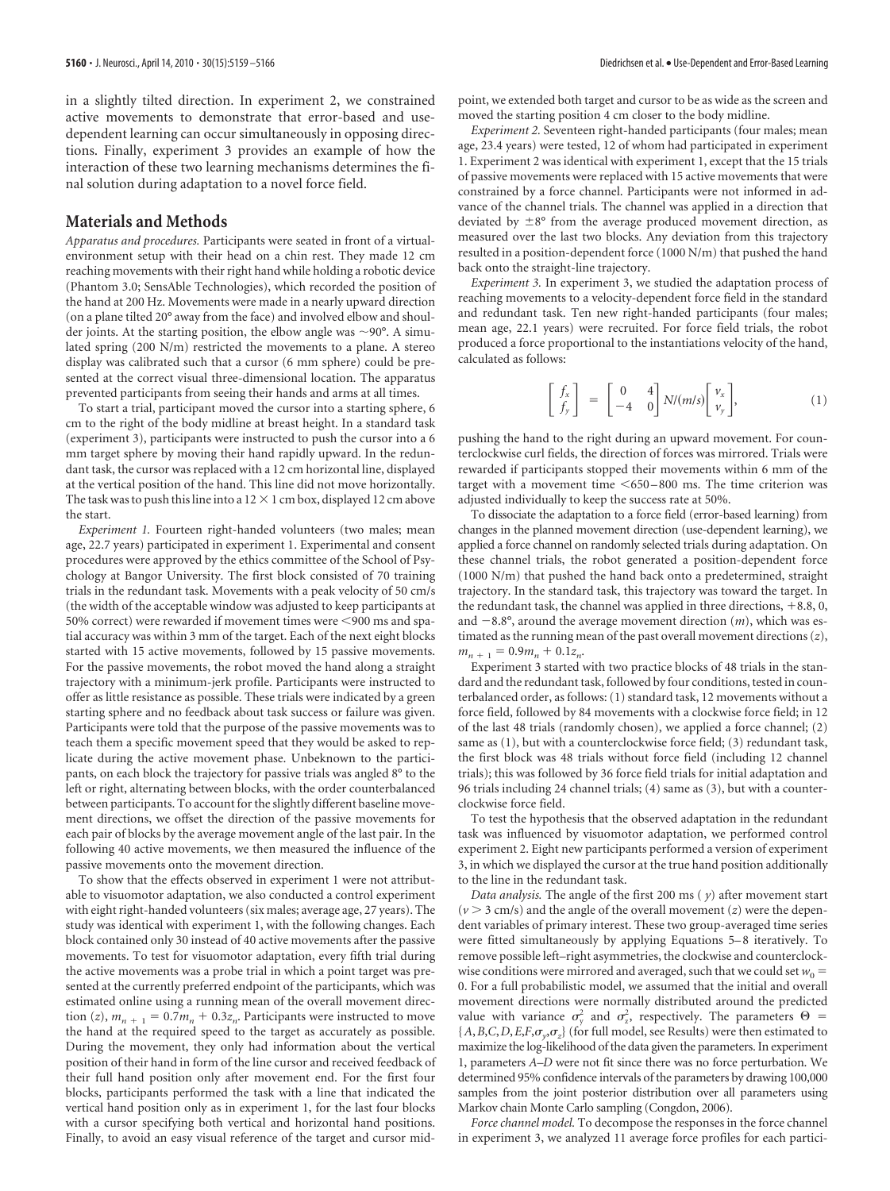in a slightly tilted direction. In experiment 2, we constrained active movements to demonstrate that error-based and use-dependent learning can occur simultaneously in opposing directions. Finally, experiment 3 provides an example of how the interaction of these two learning mechanisms determines the final solution during adaptation to a novel force field.

## Materials and Methods

*Apparatus and procedures.* Participants were seated in front of a virtual-environment setup with their head on a chin rest. They made 12 cm reaching movements with their right hand while holding a robotic device (Phantom 3.0; SensAble Technologies), which recorded the position of the hand at 200 Hz. Movements were made in a nearly upward direction (on a plane tilted 20° away from the face) and involved elbow and shoulder joints. At the starting position, the elbow angle was ~90°. A simulated spring (200 N/m) restricted the movements to a plane. A stereo display was calibrated such that a cursor (6 mm sphere) could be presented at the correct visual three-dimensional location. The apparatus prevented participants from seeing their hands and arms at all times.

To start a trial, participant moved the cursor into a starting sphere, 6 cm to the right of the body midline at breast height. In a standard task (experiment 3), participants were instructed to push the cursor into a 6 mm target sphere by moving their hand rapidly upward. In the redundant task, the cursor was replaced with a 12 cm horizontal line, displayed at the vertical position of the hand. This line did not move horizontally. The task was to push this line into a 12 × 1 cm box, displayed 12 cm above the start.

*Experiment 1.* Fourteen right-handed volunteers (two males; mean age, 22.7 years) participated in experiment 1. Experimental and consent procedures were approved by the ethics committee of the School of Psychology at Bangor University. The first block consisted of 70 training trials in the redundant task. Movements with a peak velocity of 50 cm/s (the width of the acceptable window was adjusted to keep participants at 50% correct) were rewarded if movement times were <900 ms and spatial accuracy was within 3 mm of the target. Each of the next eight blocks started with 15 active movements, followed by 15 passive movements. For the passive movements, the robot moved the hand along a straight trajectory with a minimum-jerk profile. Participants were instructed to offer as little resistance as possible. These trials were indicated by a green starting sphere and no feedback about task success or failure was given. Participants were told that the purpose of the passive movements was to teach them a specific movement speed that they would be asked to replicate during the active movement phase. Unbeknown to the participants, on each block the trajectory for passive trials was angled 8° to the left or right, alternating between blocks, with the order counterbalanced between participants. To account for the slightly different baseline movement directions, we offset the direction of the passive movements for each pair of blocks by the average movement angle of the last pair. In the following 40 active movements, we then measured the influence of the passive movements onto the movement direction.

To show that the effects observed in experiment 1 were not attributable to visuomotor adaptation, we also conducted a control experiment with eight right-handed volunteers (six males; average age, 27 years). The study was identical with experiment 1, with the following changes. Each block contained only 30 instead of 40 active movements after the passive movements. To test for visuomotor adaptation, every fifth trial during the active movements was a probe trial in which a point target was presented at the currently preferred endpoint of the participants, which was estimated online using a running mean of the overall movement direction ($z$), $m_{n+1} = 0.7m_n + 0.3z_n$. Participants were instructed to move the hand at the required speed to the target as accurately as possible. During the movement, they only had information about the vertical position of their hand in form of the line cursor and received feedback of their full hand position only after movement end. For the first four blocks, participants performed the task with a line that indicated the vertical hand position only as in experiment 1, for the last four blocks with a cursor specifying both vertical and horizontal hand positions. Finally, to avoid an easy visual reference of the target and cursor midpoint, we extended both target and cursor to be as wide as the screen and moved the starting position 4 cm closer to the body midline.

*Experiment 2.* Seventeen right-handed participants (four males; mean age, 23.4 years) were tested, 12 of whom had participated in experiment 1. Experiment 2 was identical with experiment 1, except that the 15 trials of passive movements were replaced with 15 active movements that were constrained by a force channel. Participants were not informed in advance of the channel trials. The channel was applied in a direction that deviated by ±8° from the average produced movement direction, as measured over the last two blocks. Any deviation from this trajectory resulted in a position-dependent force (1000 N/m) that pushed the hand back onto the straight-line trajectory.

*Experiment 3.* In experiment 3, we studied the adaptation process of reaching movements to a velocity-dependent force field in the standard and redundant task. Ten new right-handed participants (four males; mean age, 22.1 years) were recruited. For force field trials, the robot produced a force proportional to the instantiations velocity of the hand, calculated as follows:

$$\begin{bmatrix} f_x \\ f_y \end{bmatrix} = \begin{bmatrix} 0 & 4 \\ -4 & 0 \end{bmatrix} N/(m/s) \begin{bmatrix} v_x \\ v_y \end{bmatrix}, \tag{1}$$

pushing the hand to the right during an upward movement. For counterclockwise curl fields, the direction of forces was mirrored. Trials were rewarded if participants stopped their movements within 6 mm of the target with a movement time <650–800 ms. The time criterion was adjusted individually to keep the success rate at 50%.

To dissociate the adaptation to a force field (error-based learning) from changes in the planned movement direction (use-dependent learning), we applied a force channel on randomly selected trials during adaptation. On these channel trials, the robot generated a position-dependent force (1000 N/m) that pushed the hand back onto a predetermined, straight trajectory. In the standard task, this trajectory was toward the target. In the redundant task, the channel was applied in three directions, +8.8, 0, and −8.8°, around the average movement direction ($m$), which was estimated as the running mean of the past overall movement directions ($z$), $m_{n+1} = 0.9m_n + 0.1z_n$.

Experiment 3 started with two practice blocks of 48 trials in the standard and the redundant task, followed by four conditions, tested in counterbalanced order, as follows: (1) standard task, 12 movements without a force field, followed by 84 movements with a clockwise force field; in 12 of the last 48 trials (randomly chosen), we applied a force channel; (2) same as (1), but with a counterclockwise force field; (3) redundant task, the first block was 48 trials without force field (including 12 channel trials); this was followed by 36 force field trials for initial adaptation and 96 trials including 24 channel trials; (4) same as (3), but with a counterclockwise force field.

To test the hypothesis that the observed adaptation in the redundant task was influenced by visuomotor adaptation, we performed control experiment 2. Eight new participants performed a version of experiment 3, in which we displayed the cursor at the true hand position additionally to the line in the redundant task.

*Data analysis.* The angle of the first 200 ms ($y$) after movement start ($v$ > 3 cm/s) and the angle of the overall movement ($z$) were the dependent variables of primary interest. These two group-averaged time series were fitted simultaneously by applying Equations 5–8 iteratively. To remove possible left–right asymmetries, the clockwise and counterclockwise conditions were mirrored and averaged, such that we could set $w_0 = 0$. For a full probabilistic model, we assumed that the initial and overall movement directions were normally distributed around the predicted value with variance $\sigma_y^2$ and $\sigma_z^2$, respectively. The parameters $\Theta = \{A, B, C, D, E, F, \sigma_y, \sigma_z\}$ (for full model, see Results) were then estimated to maximize the log-likelihood of the data given the parameters. In experiment 1, parameters $A$–$D$ were not fit since there was no force perturbation. We determined 95% confidence intervals of the parameters by drawing 100,000 samples from the joint posterior distribution over all parameters using Markov chain Monte Carlo sampling (Congdon, 2006).

*Force channel model.* To decompose the responses in the force channel in experiment 3, we analyzed 11 average force profiles for each partici-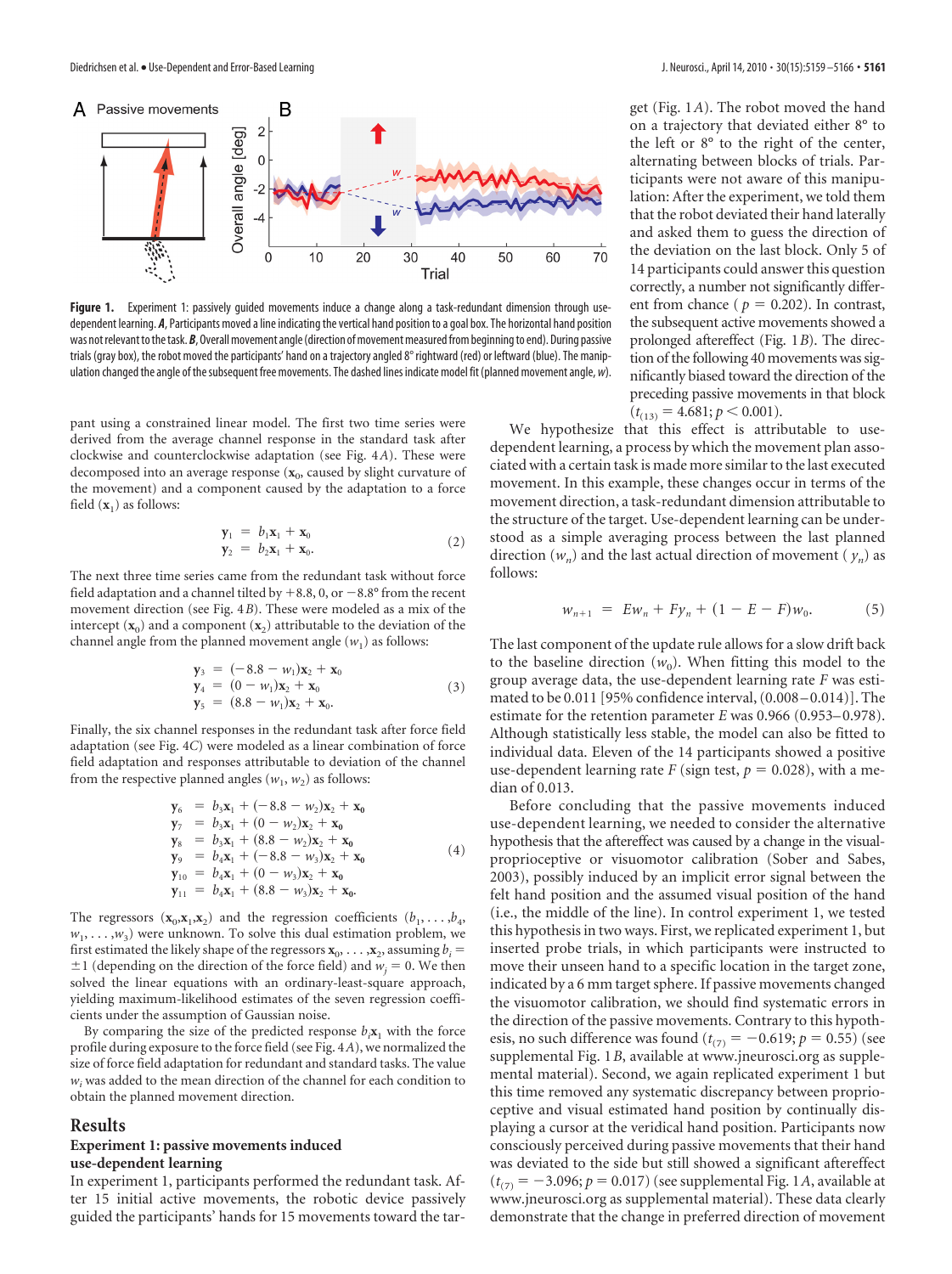Figure 1. Experiment 1: passively guided movements induce a change along a task-redundant dimension through use-dependent learning. ***A***, Participants moved a line indicating the vertical hand position to a goal box. The horizontal hand position was not relevant to the task. ***B***, Overall movement angle (direction of movement measured from beginning to end). During passive trials (gray box), the robot moved the participants' hand on a trajectory angled 8° rightward (red) or leftward (blue). The manipulation changed the angle of the subsequent free movements. The dashed lines indicate model fit (planned movement angle, $w$).

pant using a constrained linear model. The first two time series were derived from the average channel response in the standard task after clockwise and counterclockwise adaptation (see Fig. 4*A*). These were decomposed into an average response ($\mathbf{x}_0$, caused by slight curvature of the movement) and a component caused by the adaptation to a force field ($\mathbf{x}_1$) as follows:

$$
\begin{aligned}
\mathbf{y}_1 &= b_1\mathbf{x}_1 + \mathbf{x}_0 \\
\mathbf{y}_2 &= b_2\mathbf{x}_1 + \mathbf{x}_0.
\end{aligned} \tag{2}
$$

The next three time series came from the redundant task without force field adaptation and a channel tilted by +8.8, 0, or −8.8° from the recent movement direction (see Fig. 4*B*). These were modeled as a mix of the intercept ($\mathbf{x}_0$) and a component ($\mathbf{x}_2$) attributable to the deviation of the channel angle from the planned movement angle ($w_1$) as follows:

$$
\begin{aligned}
\mathbf{y}_3 &= (-8.8 - w_1)\mathbf{x}_2 + \mathbf{x}_0 \\
\mathbf{y}_4 &= (0 - w_1)\mathbf{x}_2 + \mathbf{x}_0 \\
\mathbf{y}_5 &= (8.8 - w_1)\mathbf{x}_2 + \mathbf{x}_0.
\end{aligned} \tag{3}
$$

Finally, the six channel responses in the redundant task after force field adaptation (see Fig. 4*C*) were modeled as a linear combination of force field adaptation and responses attributable to deviation of the channel from the respective planned angles ($w_1$, $w_2$) as follows:

$$
\begin{aligned}
\mathbf{y}_6 &= b_3\mathbf{x}_1 + (-8.8 - w_2)\mathbf{x}_2 + \mathbf{x}_0 \\
\mathbf{y}_7 &= b_3\mathbf{x}_1 + (0 - w_2)\mathbf{x}_2 + \mathbf{x}_0 \\
\mathbf{y}_8 &= b_3\mathbf{x}_1 + (8.8 - w_2)\mathbf{x}_2 + \mathbf{x}_0 \\
\mathbf{y}_9 &= b_4\mathbf{x}_1 + (-8.8 - w_3)\mathbf{x}_2 + \mathbf{x}_0 \\
\mathbf{y}_{10} &= b_4\mathbf{x}_1 + (0 - w_3)\mathbf{x}_2 + \mathbf{x}_0 \\
\mathbf{y}_{11} &= b_4\mathbf{x}_1 + (8.8 - w_3)\mathbf{x}_2 + \mathbf{x}_0.
\end{aligned} \tag{4}
$$

The regressors ($\mathbf{x}_0, \mathbf{x}_1, \mathbf{x}_2$) and the regression coefficients ($b_1, \ldots, b_4$, $w_1, \ldots, w_3$) were unknown. To solve this dual estimation problem, we first estimated the likely shape of the regressors $\mathbf{x}_0, \ldots, \mathbf{x}_2$, assuming $b_i = \pm 1$ (depending on the direction of the force field) and $w_j = 0$. We then solved the linear equations with an ordinary-least-square approach, yielding maximum-likelihood estimates of the seven regression coefficients under the assumption of Gaussian noise.

By comparing the size of the predicted response $b_i\mathbf{x}_1$ with the force profile during exposure to the force field (see Fig. 4*A*), we normalized the size of force field adaptation for redundant and standard tasks. The value $w_i$ was added to the mean direction of the channel for each condition to obtain the planned movement direction.

## Results

### Experiment 1: passive movements induced use-dependent learning

In experiment 1, participants performed the redundant task. After 15 initial active movements, the robotic device passively guided the participants' hands for 15 movements toward the target (Fig. 1*A*). The robot moved the hand on a trajectory that deviated either 8° to the left or 8° to the right of the center, alternating between blocks of trials. Participants were not aware of this manipulation: After the experiment, we told them that the robot deviated their hand laterally and asked them to guess the direction of the deviation on the last block. Only 5 of 14 participants could answer this question correctly, a number not significantly different from chance ($p = 0.202$). In contrast, the subsequent active movements showed a prolonged aftereffect (Fig. 1*B*). The direction of the following 40 movements was significantly biased toward the direction of the preceding passive movements in that block ($t_{(13)} = 4.681$; $p < 0.001$).

We hypothesize that this effect is attributable to use-dependent learning, a process by which the movement plan associated with a certain task is made more similar to the last executed movement. In this example, these changes occur in terms of the movement direction, a task-redundant dimension attributable to the structure of the target. Use-dependent learning can be understood as a simple averaging process between the last planned direction ($w_n$) and the last actual direction of movement ($y_n$) as follows:

$$
w_{n+1} = Ew_n + Fy_n + (1 - E - F)w_0. \tag{5}
$$

The last component of the update rule allows for a slow drift back to the baseline direction ($w_0$). When fitting this model to the group average data, the use-dependent learning rate $F$ was estimated to be 0.011 [95% confidence interval, (0.008–0.014)]. The estimate for the retention parameter $E$ was 0.966 (0.953–0.978). Although statistically less stable, the model can also be fitted to individual data. Eleven of the 14 participants showed a positive use-dependent learning rate $F$ (sign test, $p = 0.028$), with a median of 0.013.

Before concluding that the passive movements induced use-dependent learning, we needed to consider the alternative hypothesis that the aftereffect was caused by a change in the visual-proprioceptive or visuomotor calibration (Sober and Sabes, 2003), possibly induced by an implicit error signal between the felt hand position and the assumed visual position of the hand (i.e., the middle of the line). In control experiment 1, we tested this hypothesis in two ways. First, we replicated experiment 1, but inserted probe trials, in which participants were instructed to move their unseen hand to a specific location in the target zone, indicated by a 6 mm target sphere. If passive movements changed the visuomotor calibration, we should find systematic errors in the direction of the passive movements. Contrary to this hypothesis, no such difference was found ($t_{(7)} = -0.619$; $p = 0.55$) (see supplemental Fig. 1*B*, available at www.jneurosci.org as supplemental material). Second, we again replicated experiment 1 but this time removed any systematic discrepancy between proprioceptive and visual estimated hand position by continually displaying a cursor at the veridical hand position. Participants now consciously perceived during passive movements that their hand was deviated to the side but still showed a significant aftereffect ($t_{(7)} = -3.096$; $p = 0.017$) (see supplemental Fig. 1*A*, available at www.jneurosci.org as supplemental material). These data clearly demonstrate that the change in preferred direction of movement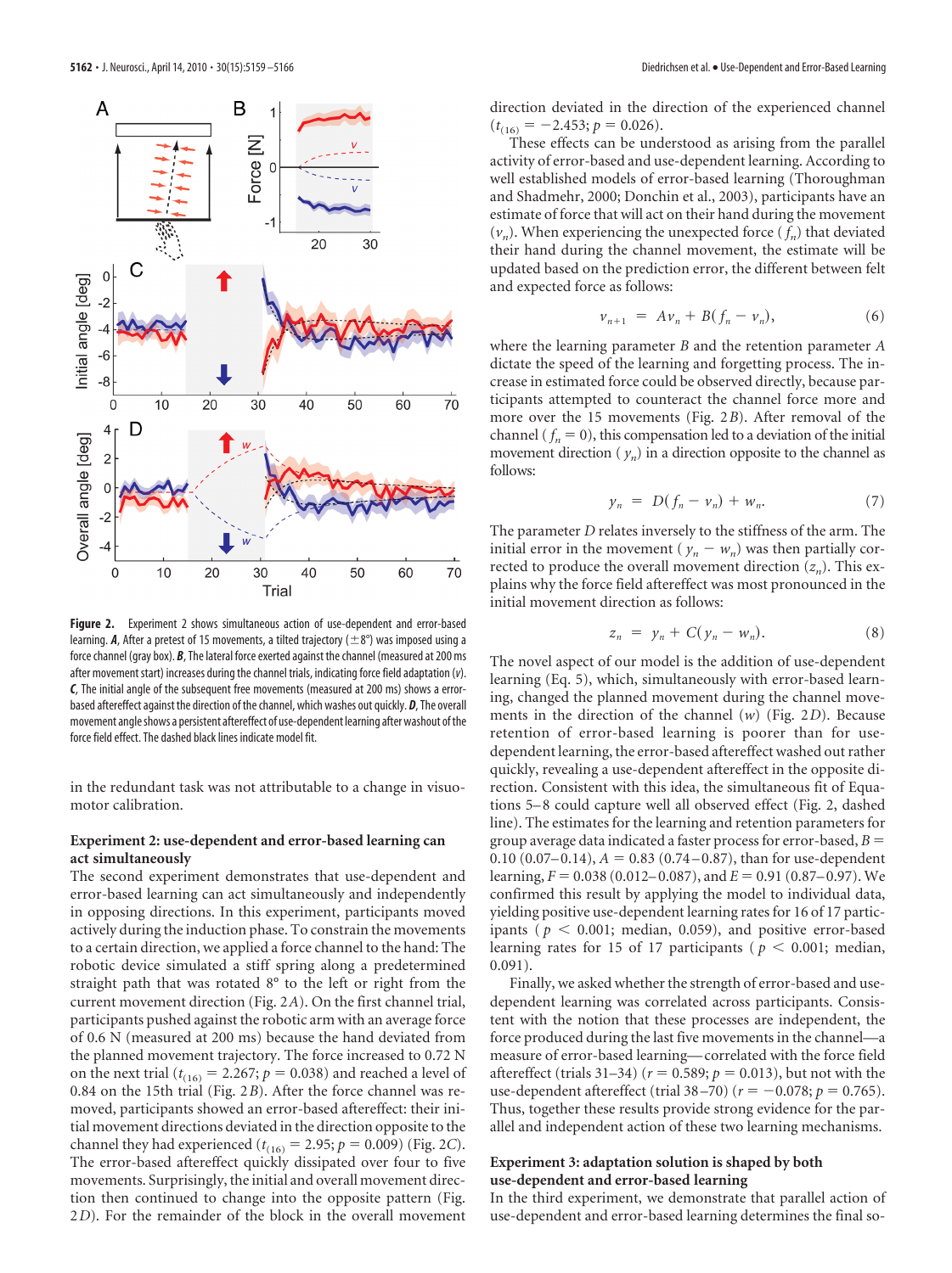**Figure 2.** Experiment 2 shows simultaneous action of use-dependent and error-based learning. ***A***, After a pretest of 15 movements, a tilted trajectory (±8°) was imposed using a force channel (gray box). ***B***, The lateral force exerted against the channel (measured at 200 ms after movement start) increases during the channel trials, indicating force field adaptation ($v$). ***C***, The initial angle of the subsequent free movements (measured at 200 ms) shows a error-based aftereffect against the direction of the channel, which washes out quickly. ***D***, The overall movement angle shows a persistent aftereffect of use-dependent learning after washout of the force field effect. The dashed black lines indicate model fit.

in the redundant task was not attributable to a change in visuomotor calibration.

### Experiment 2: use-dependent and error-based learning can act simultaneously

The second experiment demonstrates that use-dependent and error-based learning can act simultaneously and independently in opposing directions. In this experiment, participants moved actively during the induction phase. To constrain the movements to a certain direction, we applied a force channel to the hand: The robotic device simulated a stiff spring along a predetermined straight path that was rotated 8° to the left or right from the current movement direction (Fig. 2*A*). On the first channel trial, participants pushed against the robotic arm with an average force of 0.6 N (measured at 200 ms) because the hand deviated from the planned movement trajectory. The force increased to 0.72 N on the next trial ($t_{(16)} = 2.267$; $p = 0.038$) and reached a level of 0.84 on the 15th trial (Fig. 2*B*). After the force channel was removed, participants showed an error-based aftereffect: their initial movement directions deviated in the direction opposite to the channel they had experienced ($t_{(16)} = 2.95$; $p = 0.009$) (Fig. 2*C*). The error-based aftereffect quickly dissipated over four to five movements. Surprisingly, the initial and overall movement direction then continued to change into the opposite pattern (Fig. 2*D*). For the remainder of the block in the overall movement direction deviated in the direction of the experienced channel ($t_{(16)} = -2.453$; $p = 0.026$).

These effects can be understood as arising from the parallel activity of error-based and use-dependent learning. According to well established models of error-based learning (Thoroughman and Shadmehr, 2000; Donchin et al., 2003), participants have an estimate of force that will act on their hand during the movement ($v_n$). When experiencing the unexpected force ($f_n$) that deviated their hand during the channel movement, the estimate will be updated based on the prediction error, the different between felt and expected force as follows:

$$v_{n+1} = Av_n + B(f_n - v_n), \tag{6}$$

where the learning parameter $B$ and the retention parameter $A$ dictate the speed of the learning and forgetting process. The increase in estimated force could be observed directly, because participants attempted to counteract the channel force more and more over the 15 movements (Fig. 2*B*). After removal of the channel ($f_n = 0$), this compensation led to a deviation of the initial movement direction ($y_n$) in a direction opposite to the channel as follows:

$$y_n = D(f_n - v_n) + w_n. \tag{7}$$

The parameter $D$ relates inversely to the stiffness of the arm. The initial error in the movement ($y_n - w_n$) was then partially corrected to produce the overall movement direction ($z_n$). This explains why the force field aftereffect was most pronounced in the initial movement direction as follows:

$$z_n = y_n + C(y_n - w_n). \tag{8}$$

The novel aspect of our model is the addition of use-dependent learning (Eq. 5), which, simultaneously with error-based learning, changed the planned movement during the channel movements in the direction of the channel ($w$) (Fig. 2*D*). Because retention of error-based learning is poorer than for use-dependent learning, the error-based aftereffect washed out rather quickly, revealing a use-dependent aftereffect in the opposite direction. Consistent with this idea, the simultaneous fit of Equations 5–8 could capture well all observed effect (Fig. 2, dashed line). The estimates for the learning and retention parameters for group average data indicated a faster process for error-based, $B = 0.10$ (0.07–0.14), $A = 0.83$ (0.74–0.87), than for use-dependent learning, $F = 0.038$ (0.012–0.087), and $E = 0.91$ (0.87–0.97). We confirmed this result by applying the model to individual data, yielding positive use-dependent learning rates for 16 of 17 participants ($p < 0.001$; median, 0.059), and positive error-based learning rates for 15 of 17 participants ($p < 0.001$; median, 0.091).

Finally, we asked whether the strength of error-based and use-dependent learning was correlated across participants. Consistent with the notion that these processes are independent, the force produced during the last five movements in the channel—a measure of error-based learning—correlated with the force field aftereffect (trials 31–34) ($r = 0.589$; $p = 0.013$), but not with the use-dependent aftereffect (trial 38–70) ($r = -0.078$; $p = 0.765$). Thus, together these results provide strong evidence for the parallel and independent action of these two learning mechanisms.

### Experiment 3: adaptation solution is shaped by both use-dependent and error-based learning

In the third experiment, we demonstrate that parallel action of use-dependent and error-based learning determines the final so-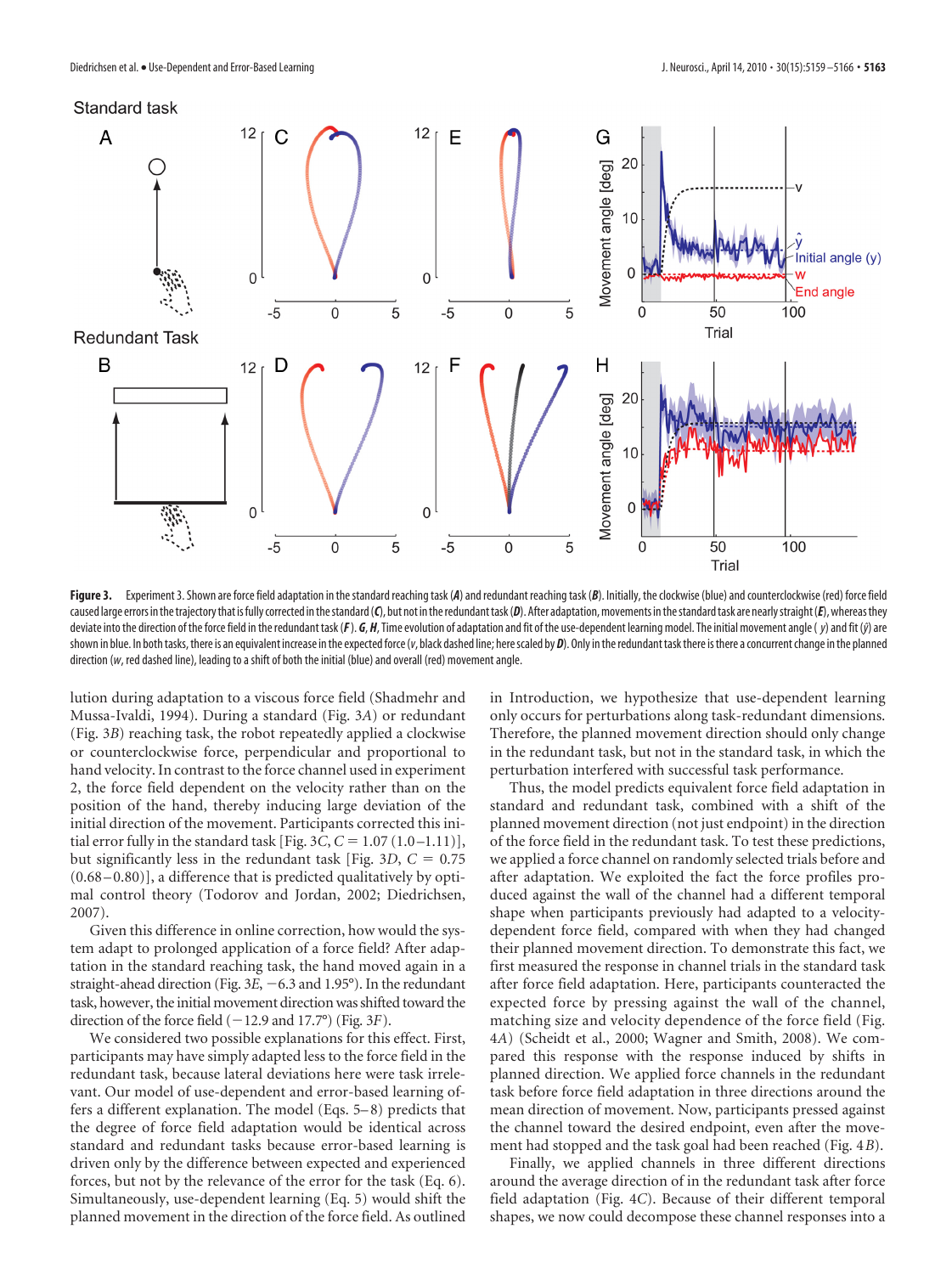Figure 3. Experiment 3. Shown are force field adaptation in the standard reaching task (*A*) and redundant reaching task (*B*). Initially, the clockwise (blue) and counterclockwise (red) force field caused large errors in the trajectory that is fully corrected in the standard (*C*), but not in the redundant task (*D*). After adaptation, movements in the standard task are nearly straight (*E*), whereas they deviate into the direction of the force field in the redundant task (*F*). *G*, *H*, Time evolution of adaptation and fit of the use-dependent learning model. The initial movement angle ( $y$) and fit ($\hat{y}$) are shown in blue. In both tasks, there is an equivalent increase in the expected force ($v$, black dashed line; here scaled by *D*). Only in the redundant task there is there a concurrent change in the planned direction ($w$, red dashed line), leading to a shift of both the initial (blue) and overall (red) movement angle.

lution during adaptation to a viscous force field (Shadmehr and Mussa-Ivaldi, 1994). During a standard (Fig. 3*A*) or redundant (Fig. 3*B*) reaching task, the robot repeatedly applied a clockwise or counterclockwise force, perpendicular and proportional to hand velocity. In contrast to the force channel used in experiment 2, the force field dependent on the velocity rather than on the position of the hand, thereby inducing large deviation of the initial direction of the movement. Participants corrected this initial error fully in the standard task [Fig. 3*C*, $C = 1.07$ (1.0–1.11)], but significantly less in the redundant task [Fig. 3*D*, $C = 0.75$ (0.68–0.80)], a difference that is predicted qualitatively by optimal control theory (Todorov and Jordan, 2002; Diedrichsen, 2007).

Given this difference in online correction, how would the system adapt to prolonged application of a force field? After adaptation in the standard reaching task, the hand moved again in a straight-ahead direction (Fig. 3*E*, −6.3 and 1.95°). In the redundant task, however, the initial movement direction was shifted toward the direction of the force field (−12.9 and 17.7°) (Fig. 3*F*).

We considered two possible explanations for this effect. First, participants may have simply adapted less to the force field in the redundant task, because lateral deviations here were task irrelevant. Our model of use-dependent and error-based learning offers a different explanation. The model (Eqs. 5–8) predicts that the degree of force field adaptation would be identical across standard and redundant tasks because error-based learning is driven only by the difference between expected and experienced forces, but not by the relevance of the error for the task (Eq. 6). Simultaneously, use-dependent learning (Eq. 5) would shift the planned movement in the direction of the force field. As outlined in Introduction, we hypothesize that use-dependent learning only occurs for perturbations along task-redundant dimensions. Therefore, the planned movement direction should only change in the redundant task, but not in the standard task, in which the perturbation interfered with successful task performance.

Thus, the model predicts equivalent force field adaptation in standard and redundant task, combined with a shift of the planned movement direction (not just endpoint) in the direction of the force field in the redundant task. To test these predictions, we applied a force channel on randomly selected trials before and after adaptation. We exploited the fact the force profiles produced against the wall of the channel had a different temporal shape when participants previously had adapted to a velocity-dependent force field, compared with when they had changed their planned movement direction. To demonstrate this fact, we first measured the response in channel trials in the standard task after force field adaptation. Here, participants counteracted the expected force by pressing against the wall of the channel, matching size and velocity dependence of the force field (Fig. 4*A*) (Scheidt et al., 2000; Wagner and Smith, 2008). We compared this response with the response induced by shifts in planned direction. We applied force channels in the redundant task before force field adaptation in three directions around the mean direction of movement. Now, participants pressed against the channel toward the desired endpoint, even after the movement had stopped and the task goal had been reached (Fig. 4*B*).

Finally, we applied channels in three different directions around the average direction of in the redundant task after force field adaptation (Fig. 4*C*). Because of their different temporal shapes, we now could decompose these channel responses into a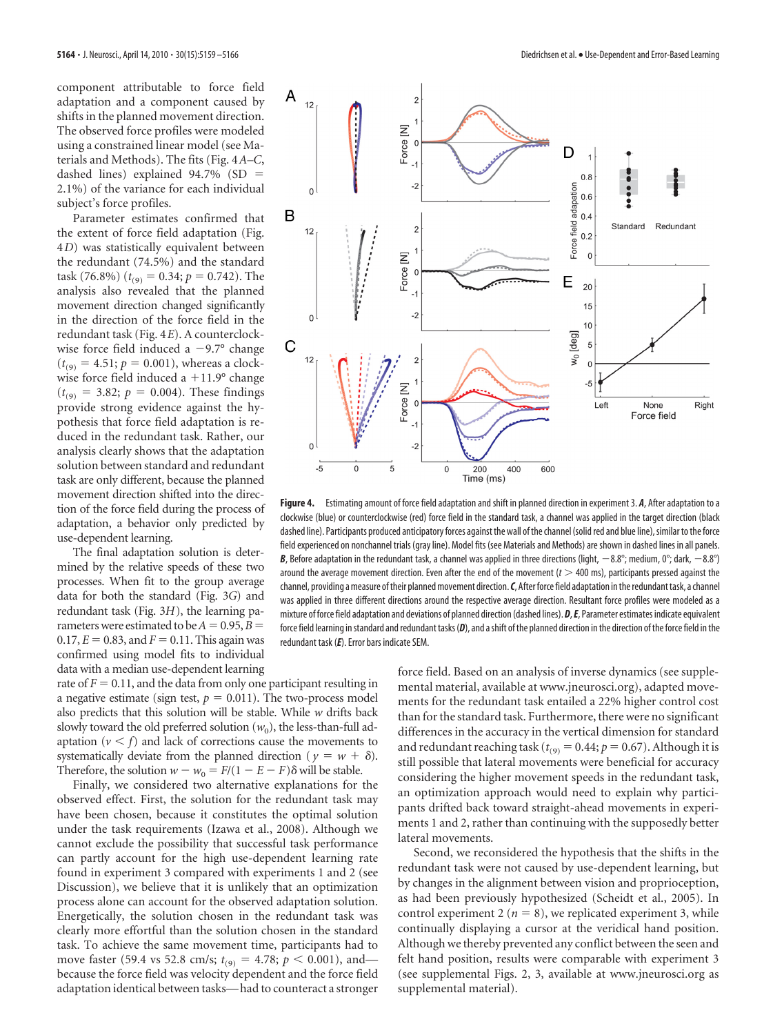component attributable to force field adaptation and a component caused by shifts in the planned movement direction. The observed force profiles were modeled using a constrained linear model (see Materials and Methods). The fits (Fig. 4*A–C*, dashed lines) explained 94.7% (SD = 2.1%) of the variance for each individual subject's force profiles.

Parameter estimates confirmed that the extent of force field adaptation (Fig. 4*D*) was statistically equivalent between the redundant (74.5%) and the standard task (76.8%) ($t_{(9)} = 0.34$; $p = 0.742$). The analysis also revealed that the planned movement direction changed significantly in the direction of the force field in the redundant task (Fig. 4*E*). A counterclockwise force field induced a −9.7° change ($t_{(9)} = 4.51$; $p = 0.001$), whereas a clockwise force field induced a +11.9° change ($t_{(9)} = 3.82$; $p = 0.004$). These findings provide strong evidence against the hypothesis that force field adaptation is reduced in the redundant task. Rather, our analysis clearly shows that the adaptation solution between standard and redundant task are only different, because the planned movement direction shifted into the direction of the force field during the process of adaptation, a behavior only predicted by use-dependent learning.

The final adaptation solution is determined by the relative speeds of these two processes. When fit to the group average data for both the standard (Fig. 3*G*) and redundant task (Fig. 3*H*), the learning parameters were estimated to be $A = 0.95$, $B = 0.17$, $E = 0.83$, and $F = 0.11$. This again was confirmed using model fits to individual data with a median use-dependent learning rate of $F = 0.11$, and the data from only one participant resulting in a negative estimate (sign test, $p = 0.011$). The two-process model also predicts that this solution will be stable. While $w$ drifts back slowly toward the old preferred solution ($w_0$), the less-than-full adaptation ($v < f$) and lack of corrections cause the movements to systematically deviate from the planned direction ($y = w + \delta$). Therefore, the solution $w - w_0 = F/(1 - E - F)\delta$ will be stable.

Finally, we considered two alternative explanations for the observed effect. First, the solution for the redundant task may have been chosen, because it constitutes the optimal solution under the task requirements (Izawa et al., 2008). Although we cannot exclude the possibility that successful task performance can partly account for the high use-dependent learning rate found in experiment 3 compared with experiments 1 and 2 (see Discussion), we believe that it is unlikely that an optimization process alone can account for the observed adaptation solution. Energetically, the solution chosen in the redundant task was clearly more effortful than the solution chosen in the standard task. To achieve the same movement time, participants had to move faster (59.4 vs 52.8 cm/s; $t_{(9)} = 4.78$; $p < 0.001$), and—because the force field was velocity dependent and the force field adaptation identical between tasks—had to counteract a stronger force field. Based on an analysis of inverse dynamics (see supplemental material, available at www.jneurosci.org), adapted movements for the redundant task entailed a 22% higher control cost than for the standard task. Furthermore, there were no significant differences in the accuracy in the vertical dimension for standard and redundant reaching task ($t_{(9)} = 0.44$; $p = 0.67$). Although it is still possible that lateral movements were beneficial for accuracy considering the higher movement speeds in the redundant task, an optimization approach would need to explain why participants drifted back toward straight-ahead movements in experiments 1 and 2, rather than continuing with the supposedly better lateral movements.

Second, we reconsidered the hypothesis that the shifts in the redundant task were not caused by use-dependent learning, but by changes in the alignment between vision and proprioception, as had been previously hypothesized (Scheidt et al., 2005). In control experiment 2 ($n = 8$), we replicated experiment 3, while continually displaying a cursor at the veridical hand position. Although we thereby prevented any conflict between the seen and felt hand position, results were comparable with experiment 3 (see supplemental Figs. 2, 3, available at www.jneurosci.org as supplemental material).

**Figure 4.** Estimating amount of force field adaptation and shift in planned direction in experiment 3. ***A***, After adaptation to a clockwise (blue) or counterclockwise (red) force field in the standard task, a channel was applied in the target direction (black dashed line). Participants produced anticipatory forces against the wall of the channel (solid red and blue line), similar to the force field experienced on nonchannel trials (gray line). Model fits (see Materials and Methods) are shown in dashed lines in all panels. ***B***, Before adaptation in the redundant task, a channel was applied in three directions (light, −8.8°; medium, 0°; dark, −8.8°) around the average movement direction. Even after the end of the movement ($t > 400$ ms), participants pressed against the channel, providing a measure of their planned movement direction. ***C***, After force field adaptation in the redundant task, a channel was applied in three different directions around the respective average direction. Resultant force profiles were modeled as a mixture of force field adaptation and deviations of planned direction (dashed lines). ***D***, ***E***, Parameter estimates indicate equivalent force field learning in standard and redundant tasks (***D***), and a shift of the planned direction in the direction of the force field in the redundant task (***E***). Error bars indicate SEM.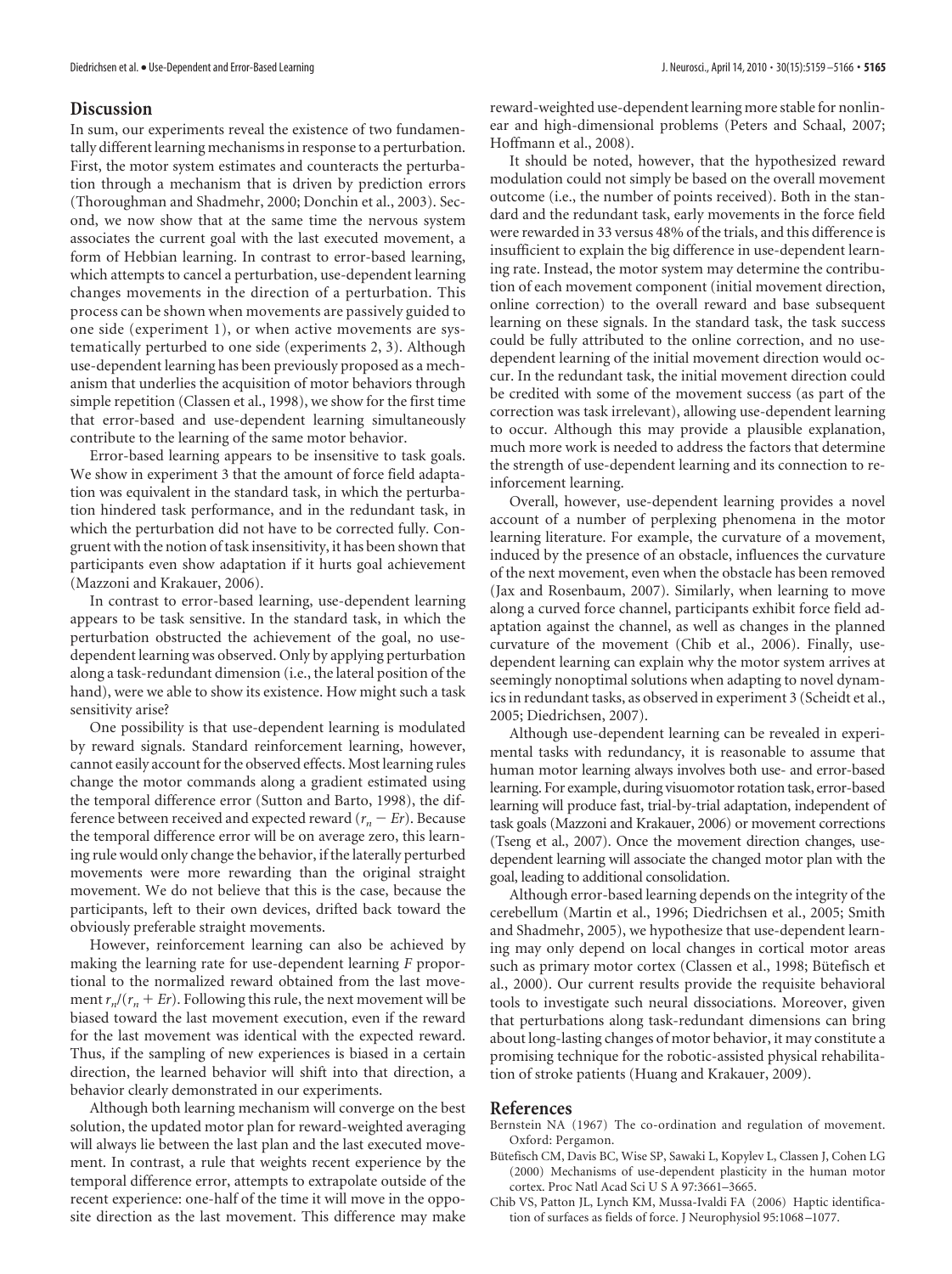## Discussion

In sum, our experiments reveal the existence of two fundamentally different learning mechanisms in response to a perturbation. First, the motor system estimates and counteracts the perturbation through a mechanism that is driven by prediction errors (Thoroughman and Shadmehr, 2000; Donchin et al., 2003). Second, we now show that at the same time the nervous system associates the current goal with the last executed movement, a form of Hebbian learning. In contrast to error-based learning, which attempts to cancel a perturbation, use-dependent learning changes movements in the direction of a perturbation. This process can be shown when movements are passively guided to one side (experiment 1), or when active movements are systematically perturbed to one side (experiments 2, 3). Although use-dependent learning has been previously proposed as a mechanism that underlies the acquisition of motor behaviors through simple repetition (Classen et al., 1998), we show for the first time that error-based and use-dependent learning simultaneously contribute to the learning of the same motor behavior.

Error-based learning appears to be insensitive to task goals. We show in experiment 3 that the amount of force field adaptation was equivalent in the standard task, in which the perturbation hindered task performance, and in the redundant task, in which the perturbation did not have to be corrected fully. Congruent with the notion of task insensitivity, it has been shown that participants even show adaptation if it hurts goal achievement (Mazzoni and Krakauer, 2006).

In contrast to error-based learning, use-dependent learning appears to be task sensitive. In the standard task, in which the perturbation obstructed the achievement of the goal, no use-dependent learning was observed. Only by applying perturbation along a task-redundant dimension (i.e., the lateral position of the hand), were we able to show its existence. How might such a task sensitivity arise?

One possibility is that use-dependent learning is modulated by reward signals. Standard reinforcement learning, however, cannot easily account for the observed effects. Most learning rules change the motor commands along a gradient estimated using the temporal difference error (Sutton and Barto, 1998), the difference between received and expected reward ($r_n - Er$). Because the temporal difference error will be on average zero, this learning rule would only change the behavior, if the laterally perturbed movements were more rewarding than the original straight movement. We do not believe that this is the case, because the participants, left to their own devices, drifted back toward the obviously preferable straight movements.

However, reinforcement learning can also be achieved by making the learning rate for use-dependent learning $F$ proportional to the normalized reward obtained from the last movement $r_n/(r_n + Er)$. Following this rule, the next movement will be biased toward the last movement execution, even if the reward for the last movement was identical with the expected reward. Thus, if the sampling of new experiences is biased in a certain direction, the learned behavior will shift into that direction, a behavior clearly demonstrated in our experiments.

Although both learning mechanism will converge on the best solution, the updated motor plan for reward-weighted averaging will always lie between the last plan and the last executed movement. In contrast, a rule that weights recent experience by the temporal difference error, attempts to extrapolate outside of the recent experience: one-half of the time it will move in the opposite direction as the last movement. This difference may make reward-weighted use-dependent learning more stable for nonlinear and high-dimensional problems (Peters and Schaal, 2007; Hoffmann et al., 2008).

It should be noted, however, that the hypothesized reward modulation could not simply be based on the overall movement outcome (i.e., the number of points received). Both in the standard and the redundant task, early movements in the force field were rewarded in 33 versus 48% of the trials, and this difference is insufficient to explain the big difference in use-dependent learning rate. Instead, the motor system may determine the contribution of each movement component (initial movement direction, online correction) to the overall reward and base subsequent learning on these signals. In the standard task, the task success could be fully attributed to the online correction, and no use-dependent learning of the initial movement direction would occur. In the redundant task, the initial movement direction could be credited with some of the movement success (as part of the correction was task irrelevant), allowing use-dependent learning to occur. Although this may provide a plausible explanation, much more work is needed to address the factors that determine the strength of use-dependent learning and its connection to reinforcement learning.

Overall, however, use-dependent learning provides a novel account of a number of perplexing phenomena in the motor learning literature. For example, the curvature of a movement, induced by the presence of an obstacle, influences the curvature of the next movement, even when the obstacle has been removed (Jax and Rosenbaum, 2007). Similarly, when learning to move along a curved force channel, participants exhibit force field adaptation against the channel, as well as changes in the planned curvature of the movement (Chib et al., 2006). Finally, use-dependent learning can explain why the motor system arrives at seemingly nonoptimal solutions when adapting to novel dynamics in redundant tasks, as observed in experiment 3 (Scheidt et al., 2005; Diedrichsen, 2007).

Although use-dependent learning can be revealed in experimental tasks with redundancy, it is reasonable to assume that human motor learning always involves both use- and error-based learning. For example, during visuomotor rotation task, error-based learning will produce fast, trial-by-trial adaptation, independent of task goals (Mazzoni and Krakauer, 2006) or movement corrections (Tseng et al., 2007). Once the movement direction changes, use-dependent learning will associate the changed motor plan with the goal, leading to additional consolidation.

Although error-based learning depends on the integrity of the cerebellum (Martin et al., 1996; Diedrichsen et al., 2005; Smith and Shadmehr, 2005), we hypothesize that use-dependent learning may only depend on local changes in cortical motor areas such as primary motor cortex (Classen et al., 1998; Bütefisch et al., 2000). Our current results provide the requisite behavioral tools to investigate such neural dissociations. Moreover, given that perturbations along task-redundant dimensions can bring about long-lasting changes of motor behavior, it may constitute a promising technique for the robotic-assisted physical rehabilitation of stroke patients (Huang and Krakauer, 2009).

## References

Bernstein NA (1967) The co-ordination and regulation of movement. Oxford: Pergamon.

Bütefisch CM, Davis BC, Wise SP, Sawaki L, Kopylev L, Classen J, Cohen LG (2000) Mechanisms of use-dependent plasticity in the human motor cortex. Proc Natl Acad Sci U S A 97:3661–3665.

Chib VS, Patton JL, Lynch KM, Mussa-Ivaldi FA (2006) Haptic identification of surfaces as fields of force. J Neurophysiol 95:1068–1077.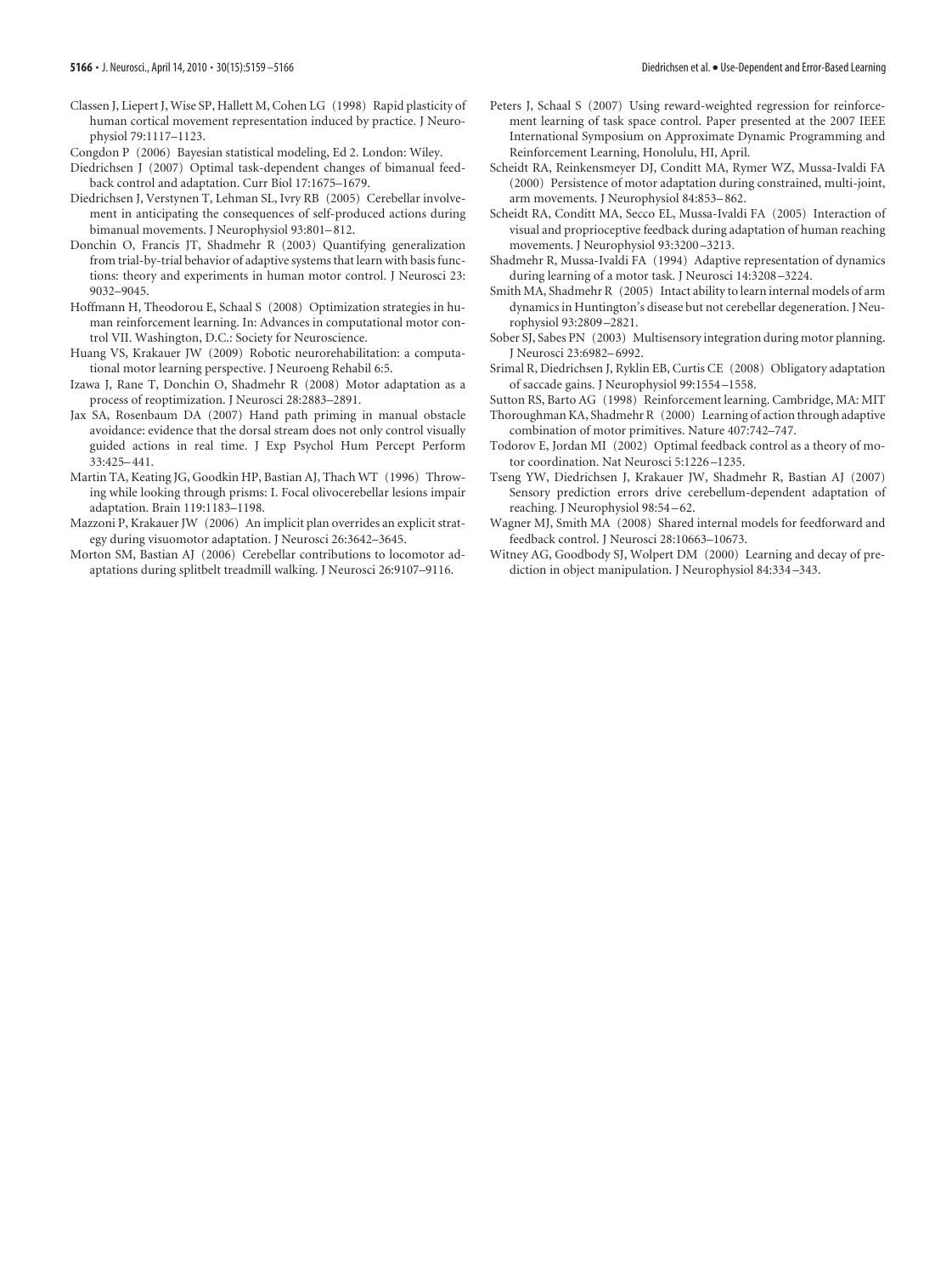Classen J, Liepert J, Wise SP, Hallett M, Cohen LG (1998) Rapid plasticity of human cortical movement representation induced by practice. J Neurophysiol 79:1117–1123.

Congdon P (2006) Bayesian statistical modeling, Ed 2. London: Wiley.

Diedrichsen J (2007) Optimal task-dependent changes of bimanual feedback control and adaptation. Curr Biol 17:1675–1679.

Diedrichsen J, Verstynen T, Lehman SL, Ivry RB (2005) Cerebellar involvement in anticipating the consequences of self-produced actions during bimanual movements. J Neurophysiol 93:801–812.

Donchin O, Francis JT, Shadmehr R (2003) Quantifying generalization from trial-by-trial behavior of adaptive systems that learn with basis functions: theory and experiments in human motor control. J Neurosci 23: 9032–9045.

Hoffmann H, Theodorou E, Schaal S (2008) Optimization strategies in human reinforcement learning. In: Advances in computational motor control VII. Washington, D.C.: Society for Neuroscience.

Huang VS, Krakauer JW (2009) Robotic neurorehabilitation: a computational motor learning perspective. J Neuroeng Rehabil 6:5.

Izawa J, Rane T, Donchin O, Shadmehr R (2008) Motor adaptation as a process of reoptimization. J Neurosci 28:2883–2891.

Jax SA, Rosenbaum DA (2007) Hand path priming in manual obstacle avoidance: evidence that the dorsal stream does not only control visually guided actions in real time. J Exp Psychol Hum Percept Perform 33:425–441.

Martin TA, Keating JG, Goodkin HP, Bastian AJ, Thach WT (1996) Throwing while looking through prisms: I. Focal olivocerebellar lesions impair adaptation. Brain 119:1183–1198.

Mazzoni P, Krakauer JW (2006) An implicit plan overrides an explicit strategy during visuomotor adaptation. J Neurosci 26:3642–3645.

Morton SM, Bastian AJ (2006) Cerebellar contributions to locomotor adaptations during splitbelt treadmill walking. J Neurosci 26:9107–9116.

Peters J, Schaal S (2007) Using reward-weighted regression for reinforcement learning of task space control. Paper presented at the 2007 IEEE International Symposium on Approximate Dynamic Programming and Reinforcement Learning, Honolulu, HI, April.

Scheidt RA, Reinkensmeyer DJ, Conditt MA, Rymer WZ, Mussa-Ivaldi FA (2000) Persistence of motor adaptation during constrained, multi-joint, arm movements. J Neurophysiol 84:853–862.

Scheidt RA, Conditt MA, Secco EL, Mussa-Ivaldi FA (2005) Interaction of visual and proprioceptive feedback during adaptation of human reaching movements. J Neurophysiol 93:3200–3213.

Shadmehr R, Mussa-Ivaldi FA (1994) Adaptive representation of dynamics during learning of a motor task. J Neurosci 14:3208–3224.

Smith MA, Shadmehr R (2005) Intact ability to learn internal models of arm dynamics in Huntington's disease but not cerebellar degeneration. J Neurophysiol 93:2809–2821.

Sober SJ, Sabes PN (2003) Multisensory integration during motor planning. J Neurosci 23:6982–6992.

Srimal R, Diedrichsen J, Ryklin EB, Curtis CE (2008) Obligatory adaptation of saccade gains. J Neurophysiol 99:1554–1558.

Sutton RS, Barto AG (1998) Reinforcement learning. Cambridge, MA: MIT

Thoroughman KA, Shadmehr R (2000) Learning of action through adaptive combination of motor primitives. Nature 407:742–747.

Todorov E, Jordan MI (2002) Optimal feedback control as a theory of motor coordination. Nat Neurosci 5:1226–1235.

Tseng YW, Diedrichsen J, Krakauer JW, Shadmehr R, Bastian AJ (2007) Sensory prediction errors drive cerebellum-dependent adaptation of reaching. J Neurophysiol 98:54–62.

Wagner MJ, Smith MA (2008) Shared internal models for feedforward and feedback control. J Neurosci 28:10663–10673.

Witney AG, Goodbody SJ, Wolpert DM (2000) Learning and decay of prediction in object manipulation. J Neurophysiol 84:334–343.